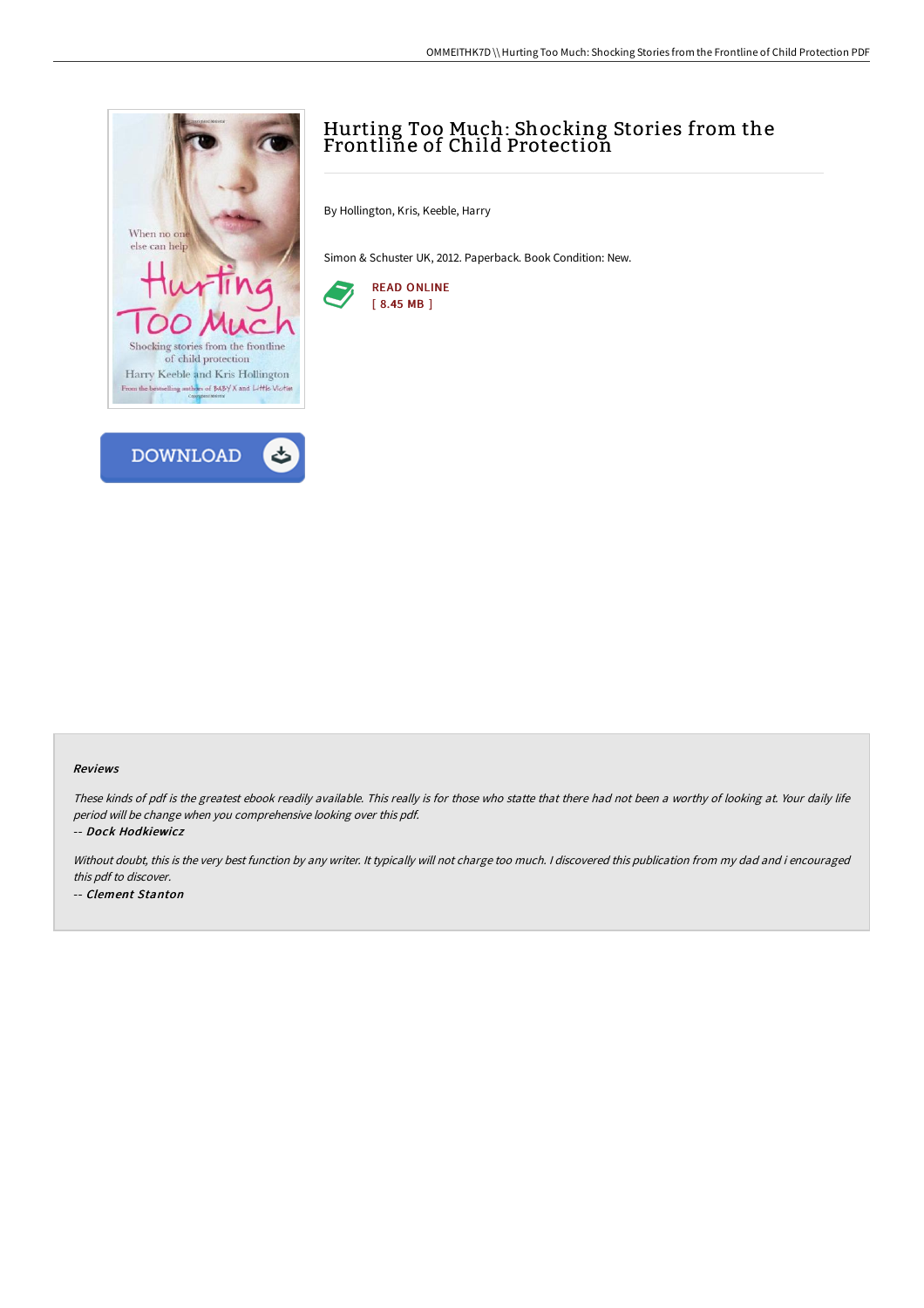# Hurting Too Much: Shocking Stories from the Frontline of Child Protection

By Hollington, Kris, Keeble, Harry

Simon & Schuster UK, 2012. Paperback. Book Condition: New.

READ ONLINE
[ 8.45 MB ]

DOWNLOAD

### Reviews

*These kinds of pdf is the greatest ebook readily available. This really is for those who statte that there had not been a worthy of looking at. Your daily life period will be change when you comprehensive looking over this pdf.*

*-- Dock Hodkiewicz*

*Without doubt, this is the very best function by any writer. It typically will not charge too much. I discovered this publication from my dad and i encouraged this pdf to discover.*

*-- Clement Stanton*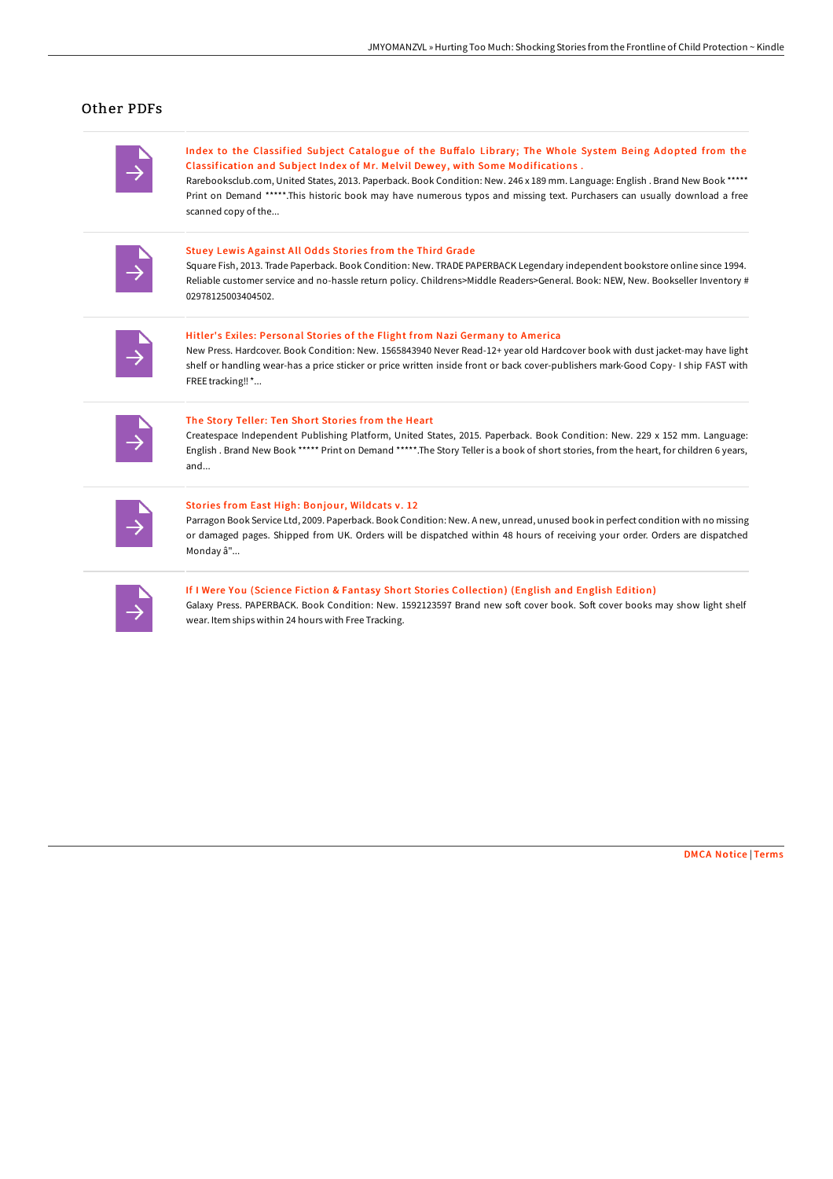## Other PDFs

### Index to the Classified Subject Catalogue of the Buffalo Library; The Whole System Being Adopted from the Classification and Subject Index of Mr. Melvil Dewey, with Some Modifications .

Rarebooksclub.com, United States, 2013. Paperback. Book Condition: New. 246 x 189 mm. Language: English . Brand New Book ***** Print on Demand *****.This historic book may have numerous typos and missing text. Purchasers can usually download a free scanned copy of the...

### Stuey Lewis Against All Odds Stories from the Third Grade

Square Fish, 2013. Trade Paperback. Book Condition: New. TRADE PAPERBACK Legendary independent bookstore online since 1994. Reliable customer service and no-hassle return policy. Childrens>Middle Readers>General. Book: NEW, New. Bookseller Inventory # 02978125003404502.

### Hitler's Exiles: Personal Stories of the Flight from Nazi Germany to America

New Press. Hardcover. Book Condition: New. 1565843940 Never Read-12+ year old Hardcover book with dust jacket-may have light shelf or handling wear-has a price sticker or price written inside front or back cover-publishers mark-Good Copy- I ship FAST with FREE tracking!! *...

### The Story Teller: Ten Short Stories from the Heart

Createspace Independent Publishing Platform, United States, 2015. Paperback. Book Condition: New. 229 x 152 mm. Language: English . Brand New Book ***** Print on Demand *****.The Story Teller is a book of short stories, from the heart, for children 6 years, and...

### Stories from East High: Bonjour, Wildcats v. 12

Parragon Book Service Ltd, 2009. Paperback. Book Condition: New. A new, unread, unused book in perfect condition with no missing or damaged pages. Shipped from UK. Orders will be dispatched within 48 hours of receiving your order. Orders are dispatched Monday â"...

### If I Were You (Science Fiction & Fantasy Short Stories Collection) (English and English Edition)

Galaxy Press. PAPERBACK. Book Condition: New. 1592123597 Brand new soft cover book. Soft cover books may show light shelf wear. Item ships within 24 hours with Free Tracking.

DMCA Notice | Terms